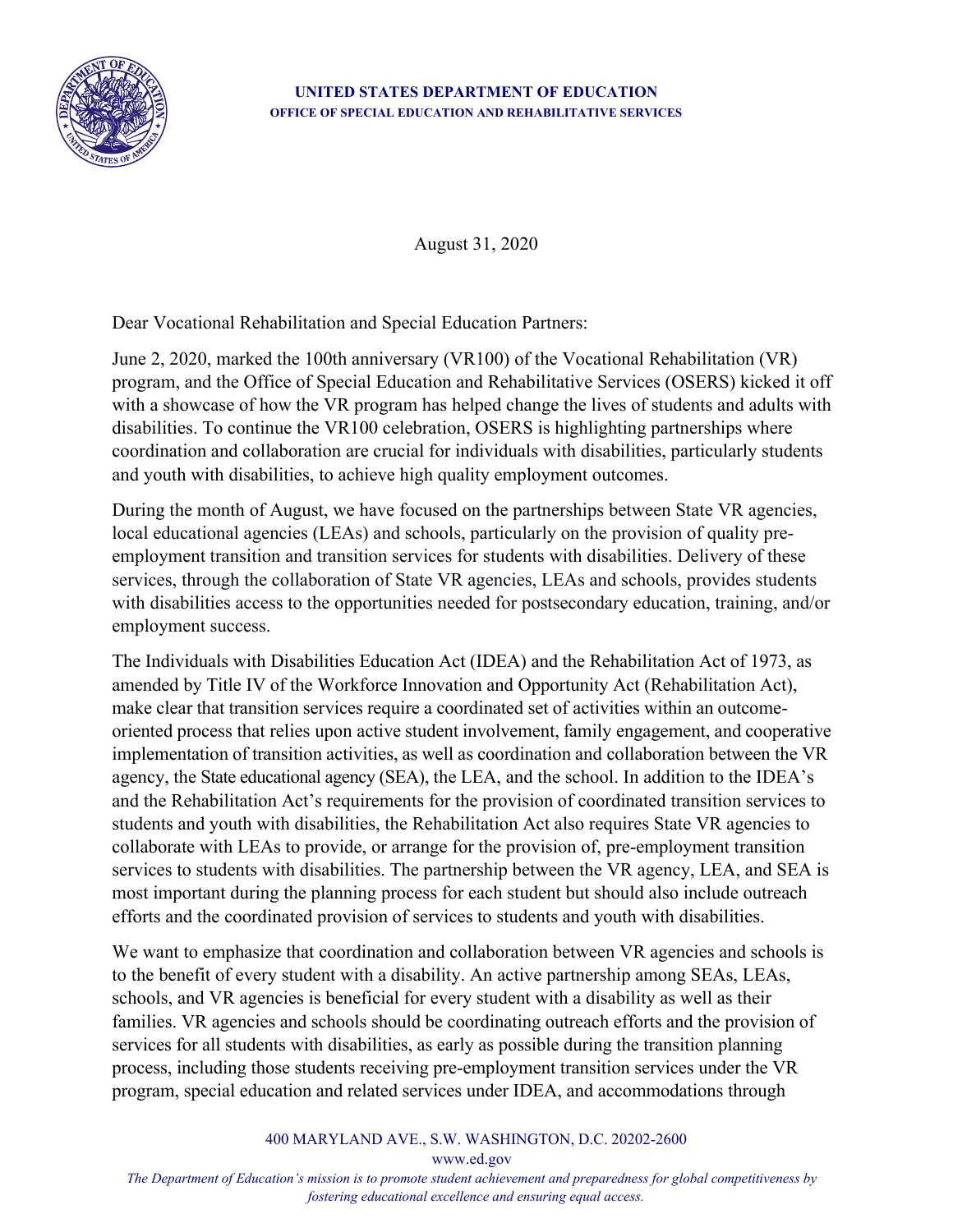**UNITED STATES DEPARTMENT OF EDUCATION**
**OFFICE OF SPECIAL EDUCATION AND REHABILITATIVE SERVICES**

August 31, 2020

Dear Vocational Rehabilitation and Special Education Partners:

June 2, 2020, marked the 100th anniversary (VR100) of the Vocational Rehabilitation (VR) program, and the Office of Special Education and Rehabilitative Services (OSERS) kicked it off with a showcase of how the VR program has helped change the lives of students and adults with disabilities. To continue the VR100 celebration, OSERS is highlighting partnerships where coordination and collaboration are crucial for individuals with disabilities, particularly students and youth with disabilities, to achieve high quality employment outcomes.

During the month of August, we have focused on the partnerships between State VR agencies, local educational agencies (LEAs) and schools, particularly on the provision of quality pre-employment transition and transition services for students with disabilities. Delivery of these services, through the collaboration of State VR agencies, LEAs and schools, provides students with disabilities access to the opportunities needed for postsecondary education, training, and/or employment success.

The Individuals with Disabilities Education Act (IDEA) and the Rehabilitation Act of 1973, as amended by Title IV of the Workforce Innovation and Opportunity Act (Rehabilitation Act), make clear that transition services require a coordinated set of activities within an outcome-oriented process that relies upon active student involvement, family engagement, and cooperative implementation of transition activities, as well as coordination and collaboration between the VR agency, the State educational agency (SEA), the LEA, and the school. In addition to the IDEA's and the Rehabilitation Act's requirements for the provision of coordinated transition services to students and youth with disabilities, the Rehabilitation Act also requires State VR agencies to collaborate with LEAs to provide, or arrange for the provision of, pre-employment transition services to students with disabilities. The partnership between the VR agency, LEA, and SEA is most important during the planning process for each student but should also include outreach efforts and the coordinated provision of services to students and youth with disabilities.

We want to emphasize that coordination and collaboration between VR agencies and schools is to the benefit of every student with a disability. An active partnership among SEAs, LEAs, schools, and VR agencies is beneficial for every student with a disability as well as their families. VR agencies and schools should be coordinating outreach efforts and the provision of services for all students with disabilities, as early as possible during the transition planning process, including those students receiving pre-employment transition services under the VR program, special education and related services under IDEA, and accommodations through

400 MARYLAND AVE., S.W. WASHINGTON, D.C. 20202-2600
www.ed.gov
*The Department of Education's mission is to promote student achievement and preparedness for global competitiveness by fostering educational excellence and ensuring equal access.*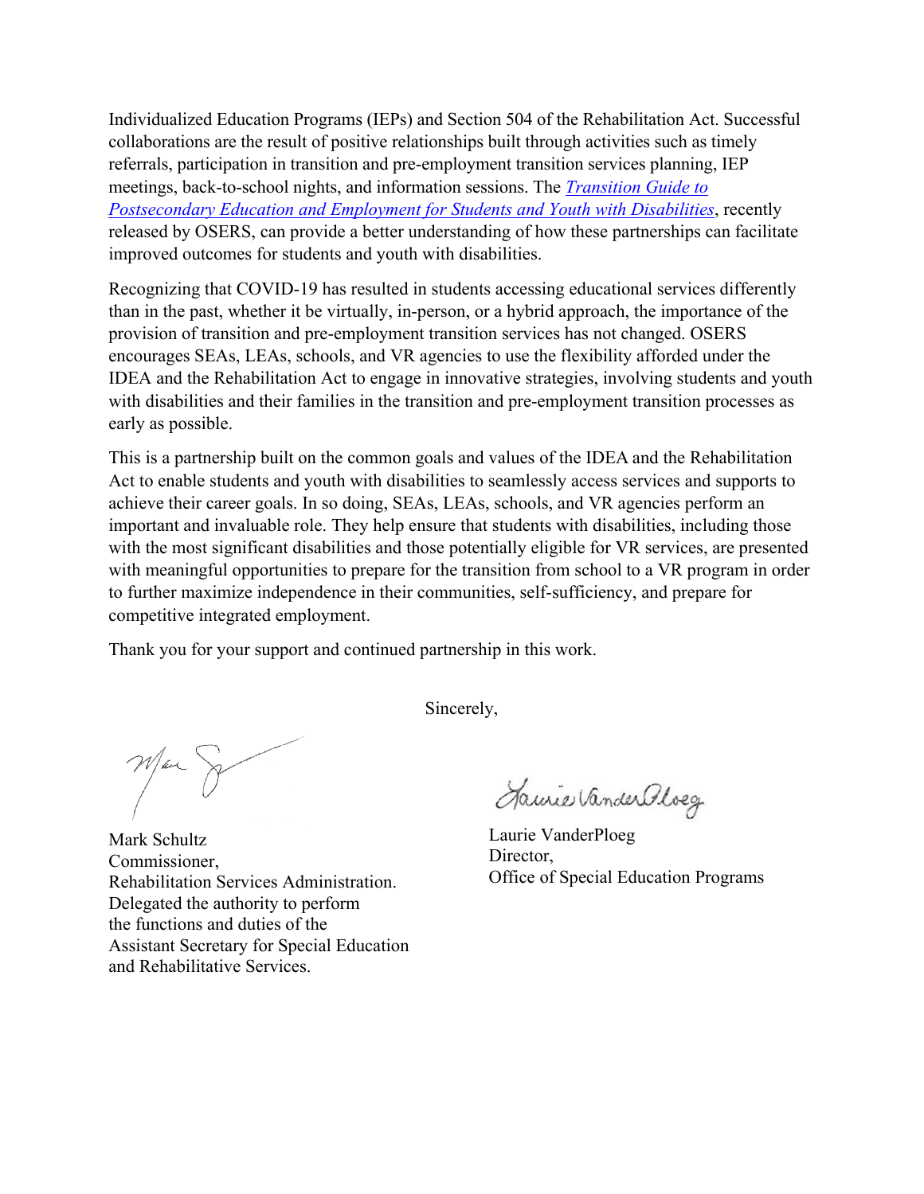Individualized Education Programs (IEPs) and Section 504 of the Rehabilitation Act. Successful collaborations are the result of positive relationships built through activities such as timely referrals, participation in transition and pre-employment transition services planning, IEP meetings, back-to-school nights, and information sessions. The *[Transition Guide to Postsecondary Education and Employment for Students and Youth with Disabilities](#)*, recently released by OSERS, can provide a better understanding of how these partnerships can facilitate improved outcomes for students and youth with disabilities.

Recognizing that COVID-19 has resulted in students accessing educational services differently than in the past, whether it be virtually, in-person, or a hybrid approach, the importance of the provision of transition and pre-employment transition services has not changed. OSERS encourages SEAs, LEAs, schools, and VR agencies to use the flexibility afforded under the IDEA and the Rehabilitation Act to engage in innovative strategies, involving students and youth with disabilities and their families in the transition and pre-employment transition processes as early as possible.

This is a partnership built on the common goals and values of the IDEA and the Rehabilitation Act to enable students and youth with disabilities to seamlessly access services and supports to achieve their career goals. In so doing, SEAs, LEAs, schools, and VR agencies perform an important and invaluable role. They help ensure that students with disabilities, including those with the most significant disabilities and those potentially eligible for VR services, are presented with meaningful opportunities to prepare for the transition from school to a VR program in order to further maximize independence in their communities, self-sufficiency, and prepare for competitive integrated employment.

Thank you for your support and continued partnership in this work.

Sincerely,

Mark Schultz
Commissioner,
Rehabilitation Services Administration.
Delegated the authority to perform
the functions and duties of the
Assistant Secretary for Special Education
and Rehabilitative Services.

Laurie VanderPloeg
Director,
Office of Special Education Programs